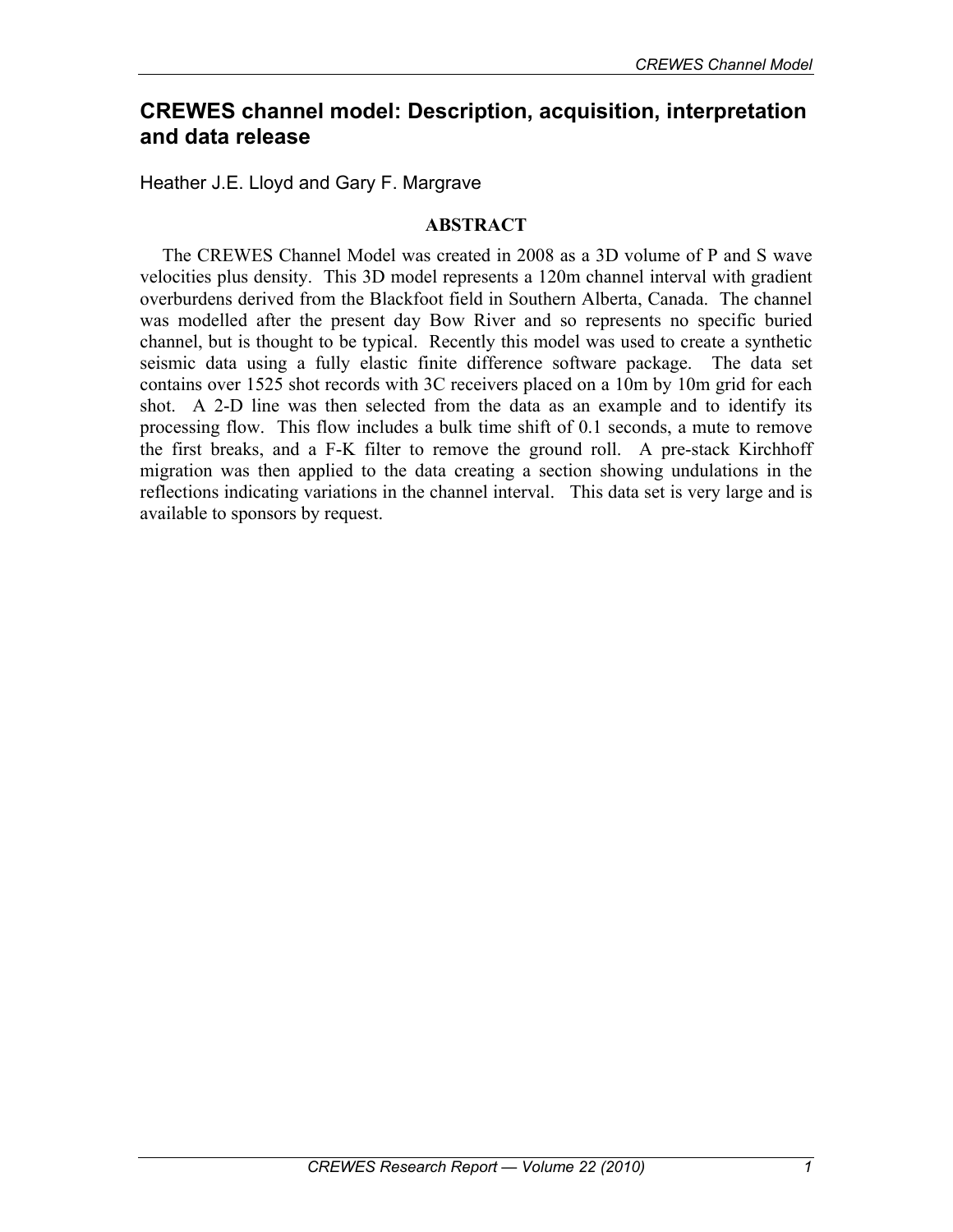# CREWES channel model: Description, acquisition, interpretation and data release

Heather J.E. Lloyd and Gary F. Margrave

## ABSTRACT

The CREWES Channel Model was created in 2008 as a 3D volume of P and S wave velocities plus density. This 3D model represents a 120m channel interval with gradient overburdens derived from the Blackfoot field in Southern Alberta, Canada. The channel was modelled after the present day Bow River and so represents no specific buried channel, but is thought to be typical. Recently this model was used to create a synthetic seismic data using a fully elastic finite difference software package. The data set contains over 1525 shot records with 3C receivers placed on a 10m by 10m grid for each shot. A 2-D line was then selected from the data as an example and to identify its processing flow. This flow includes a bulk time shift of 0.1 seconds, a mute to remove the first breaks, and a F-K filter to remove the ground roll. A pre-stack Kirchhoff migration was then applied to the data creating a section showing undulations in the reflections indicating variations in the channel interval. This data set is very large and is available to sponsors by request.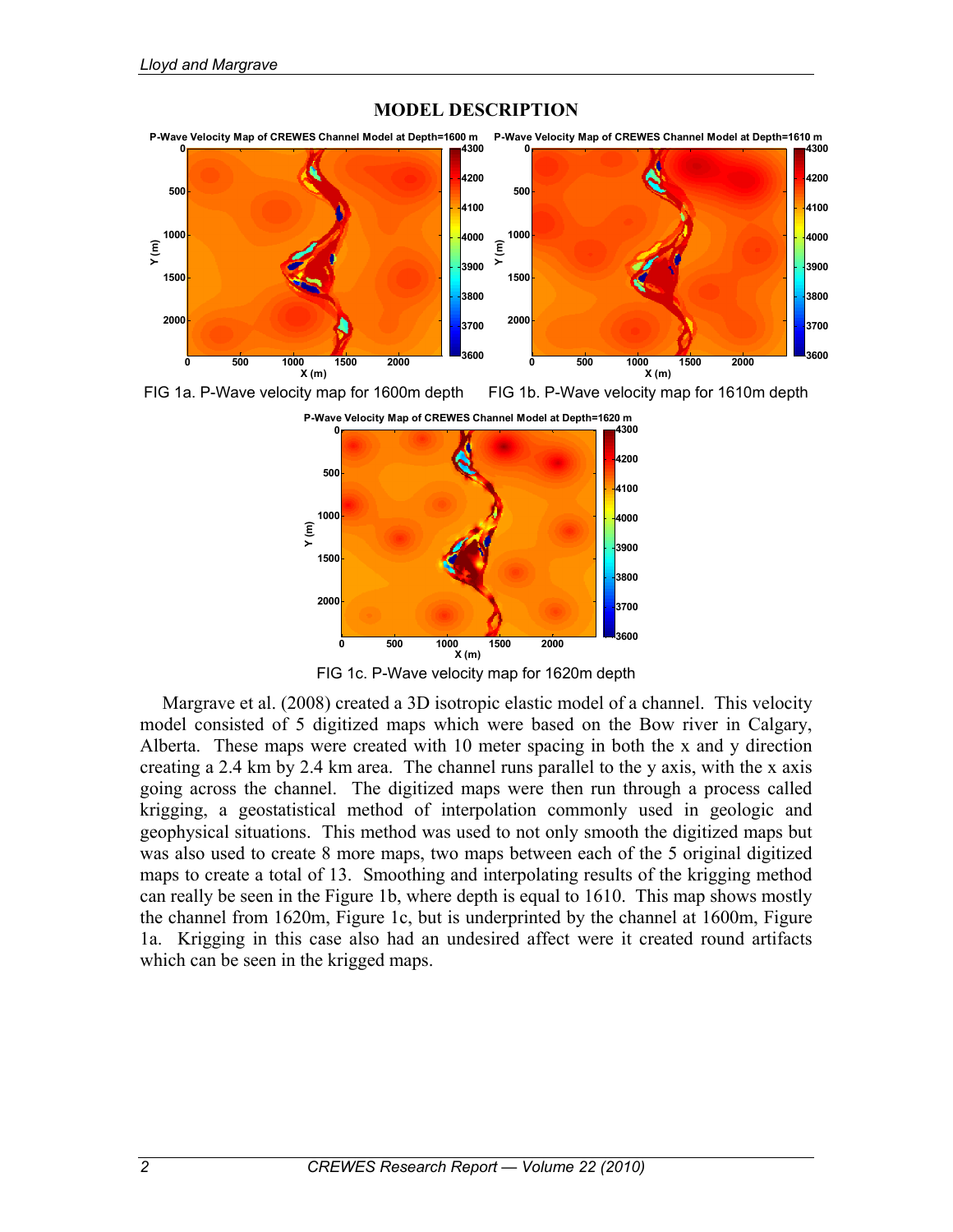## MODEL DESCRIPTION

FIG 1a. P-Wave velocity map for 1600m depth

FIG 1b. P-Wave velocity map for 1610m depth

FIG 1c. P-Wave velocity map for 1620m depth

Margrave et al. (2008) created a 3D isotropic elastic model of a channel. This velocity model consisted of 5 digitized maps which were based on the Bow river in Calgary, Alberta. These maps were created with 10 meter spacing in both the x and y direction creating a 2.4 km by 2.4 km area. The channel runs parallel to the y axis, with the x axis going across the channel. The digitized maps were then run through a process called krigging, a geostatistical method of interpolation commonly used in geologic and geophysical situations. This method was used to not only smooth the digitized maps but was also used to create 8 more maps, two maps between each of the 5 original digitized maps to create a total of 13. Smoothing and interpolating results of the krigging method can really be seen in the Figure 1b, where depth is equal to 1610. This map shows mostly the channel from 1620m, Figure 1c, but is underprinted by the channel at 1600m, Figure 1a. Krigging in this case also had an undesired affect were it created round artifacts which can be seen in the krigged maps.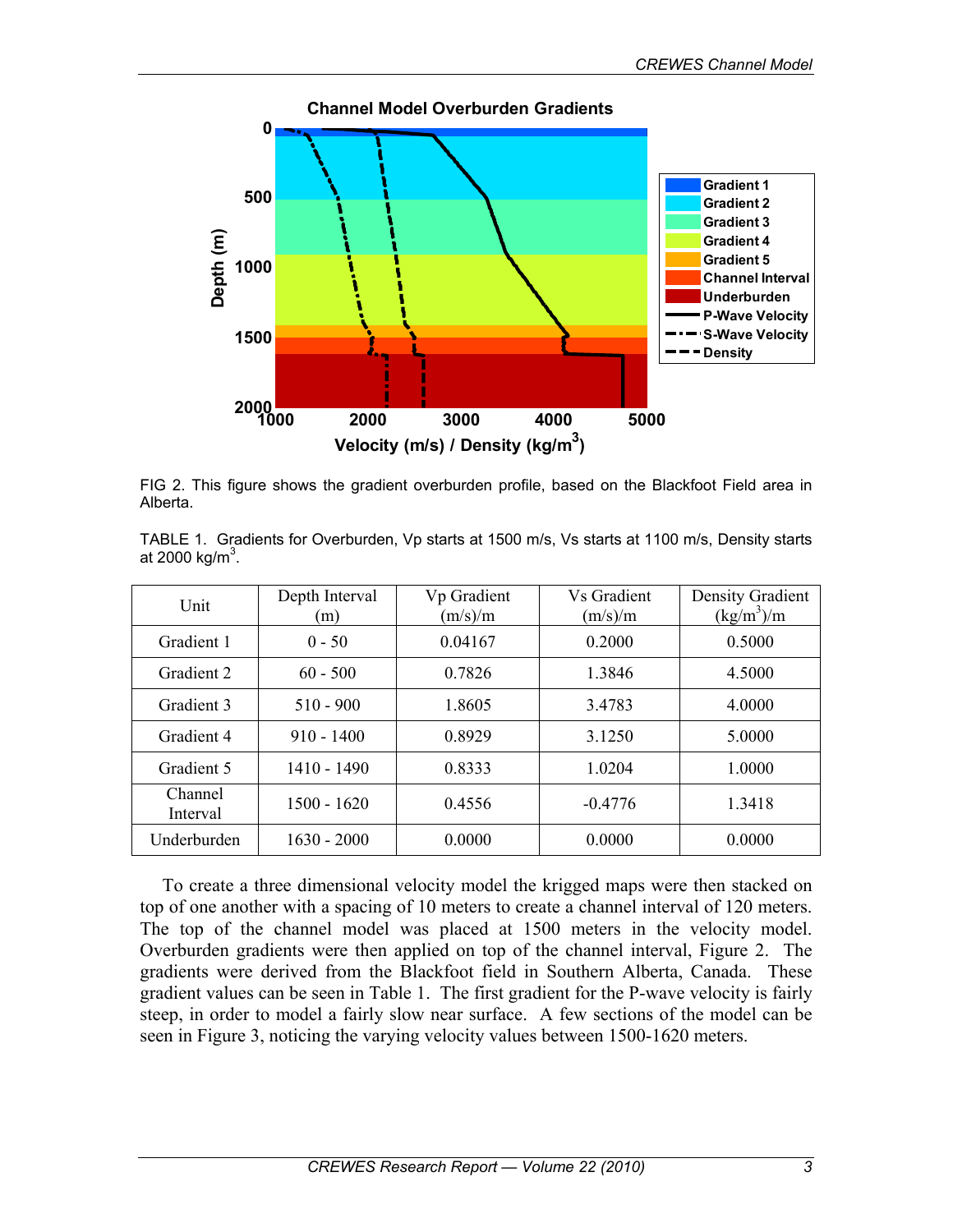FIG 2. This figure shows the gradient overburden profile, based on the Blackfoot Field area in Alberta.

TABLE 1. Gradients for Overburden, Vp starts at 1500 m/s, Vs starts at 1100 m/s, Density starts at 2000 kg/m$^3$.

| Unit | Depth Interval (m) | Vp Gradient (m/s)/m | Vs Gradient (m/s)/m | Density Gradient (kg/m$^3$)/m |
|---|---|---|---|---|
| Gradient 1 | 0 - 50 | 0.04167 | 0.2000 | 0.5000 |
| Gradient 2 | 60 - 500 | 0.7826 | 1.3846 | 4.5000 |
| Gradient 3 | 510 - 900 | 1.8605 | 3.4783 | 4.0000 |
| Gradient 4 | 910 - 1400 | 0.8929 | 3.1250 | 5.0000 |
| Gradient 5 | 1410 - 1490 | 0.8333 | 1.0204 | 1.0000 |
| Channel Interval | 1500 - 1620 | 0.4556 | -0.4776 | 1.3418 |
| Underburden | 1630 - 2000 | 0.0000 | 0.0000 | 0.0000 |

To create a three dimensional velocity model the krigged maps were then stacked on top of one another with a spacing of 10 meters to create a channel interval of 120 meters. The top of the channel model was placed at 1500 meters in the velocity model. Overburden gradients were then applied on top of the channel interval, Figure 2. The gradients were derived from the Blackfoot field in Southern Alberta, Canada. These gradient values can be seen in Table 1. The first gradient for the P-wave velocity is fairly steep, in order to model a fairly slow near surface. A few sections of the model can be seen in Figure 3, noticing the varying velocity values between 1500-1620 meters.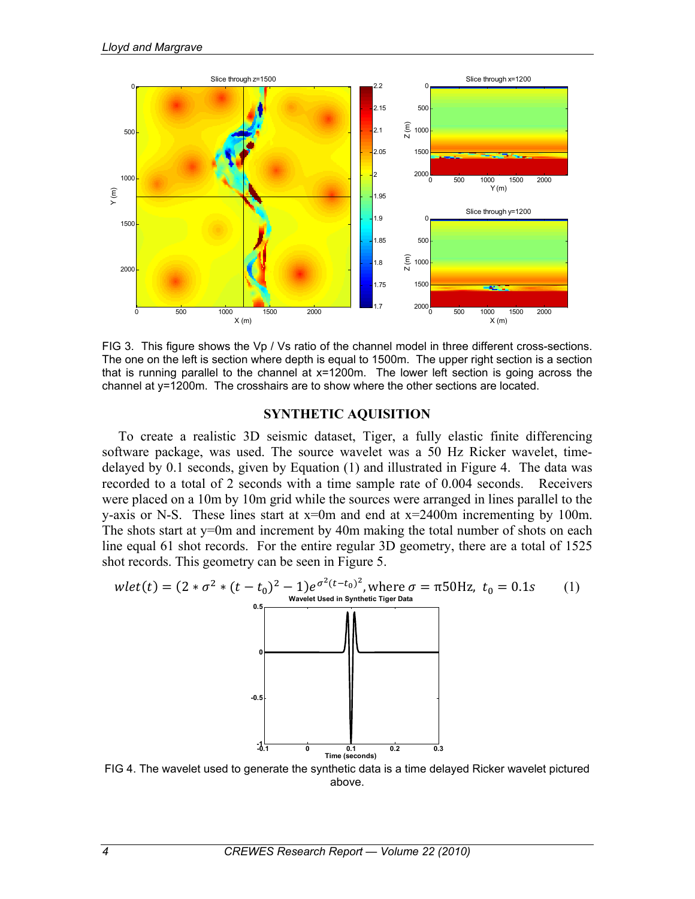FIG 3. This figure shows the Vp / Vs ratio of the channel model in three different cross-sections. The one on the left is section where depth is equal to 1500m. The upper right section is a section that is running parallel to the channel at x=1200m. The lower left section is going across the channel at y=1200m. The crosshairs are to show where the other sections are located.

## SYNTHETIC AQUISITION

To create a realistic 3D seismic dataset, Tiger, a fully elastic finite differencing software package, was used. The source wavelet was a 50 Hz Ricker wavelet, time-delayed by 0.1 seconds, given by Equation (1) and illustrated in Figure 4. The data was recorded to a total of 2 seconds with a time sample rate of 0.004 seconds. Receivers were placed on a 10m by 10m grid while the sources were arranged in lines parallel to the y-axis or N-S. These lines start at x=0m and end at x=2400m incrementing by 100m. The shots start at y=0m and increment by 40m making the total number of shots on each line equal 61 shot records. For the entire regular 3D geometry, there are a total of 1525 shot records. This geometry can be seen in Figure 5.

$$wlet(t) = (2 * \sigma^2 * (t - t_0)^2 - 1)e^{\sigma^2 (t-t_0)^2}, \text{where } \sigma = \pi 50\text{Hz}, \ t_0 = 0.1s \qquad (1)$$

FIG 4. The wavelet used to generate the synthetic data is a time delayed Ricker wavelet pictured above.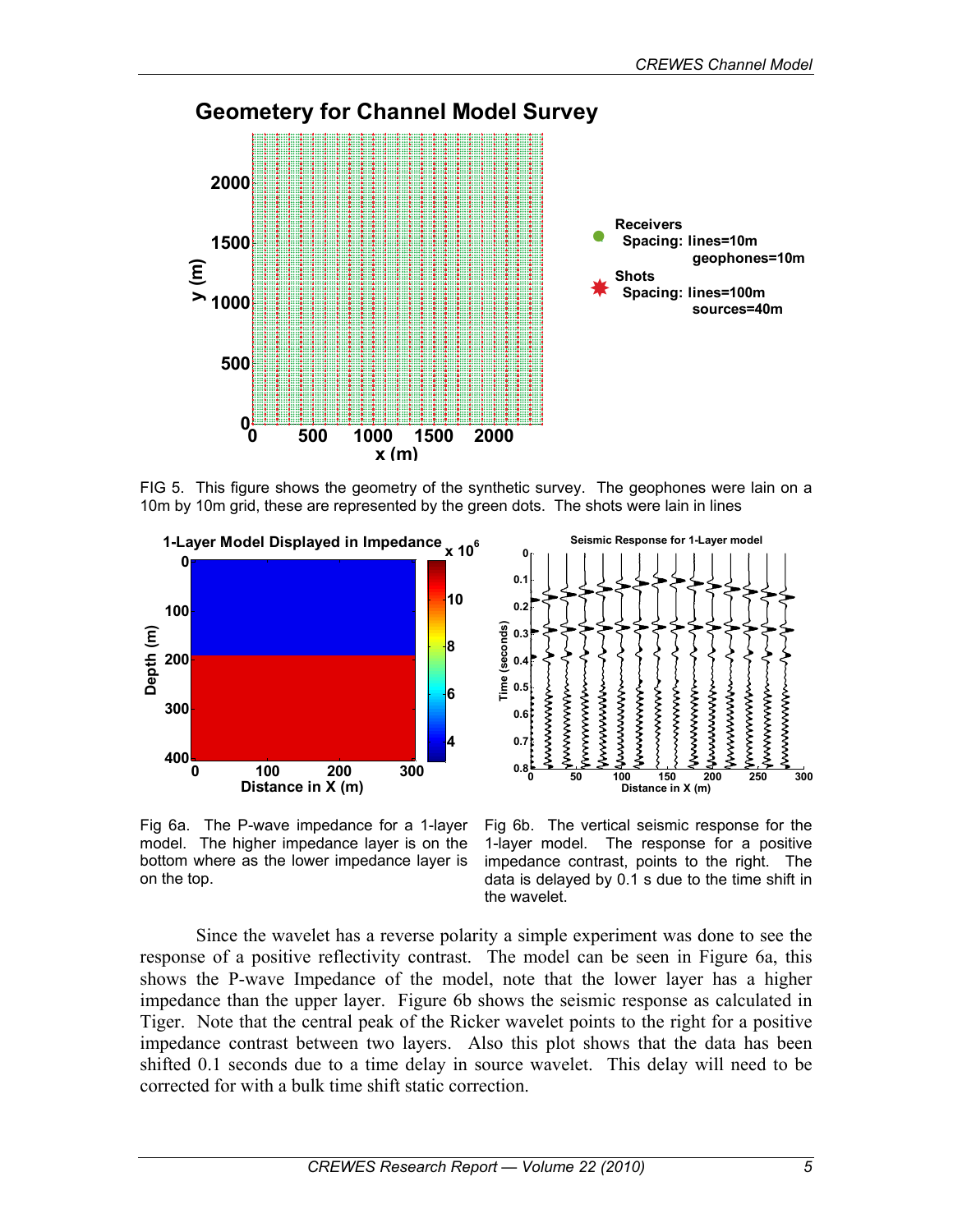FIG 5. This figure shows the geometry of the synthetic survey. The geophones were lain on a 10m by 10m grid, these are represented by the green dots. The shots were lain in lines

Fig 6a. The P-wave impedance for a 1-layer model. The higher impedance layer is on the bottom where as the lower impedance layer is on the top.

Fig 6b. The vertical seismic response for the 1-layer model. The response for a positive impedance contrast, points to the right. The data is delayed by 0.1 s due to the time shift in the wavelet.

Since the wavelet has a reverse polarity a simple experiment was done to see the response of a positive reflectivity contrast. The model can be seen in Figure 6a, this shows the P-wave Impedance of the model, note that the lower layer has a higher impedance than the upper layer. Figure 6b shows the seismic response as calculated in Tiger. Note that the central peak of the Ricker wavelet points to the right for a positive impedance contrast between two layers. Also this plot shows that the data has been shifted 0.1 seconds due to a time delay in source wavelet. This delay will need to be corrected for with a bulk time shift static correction.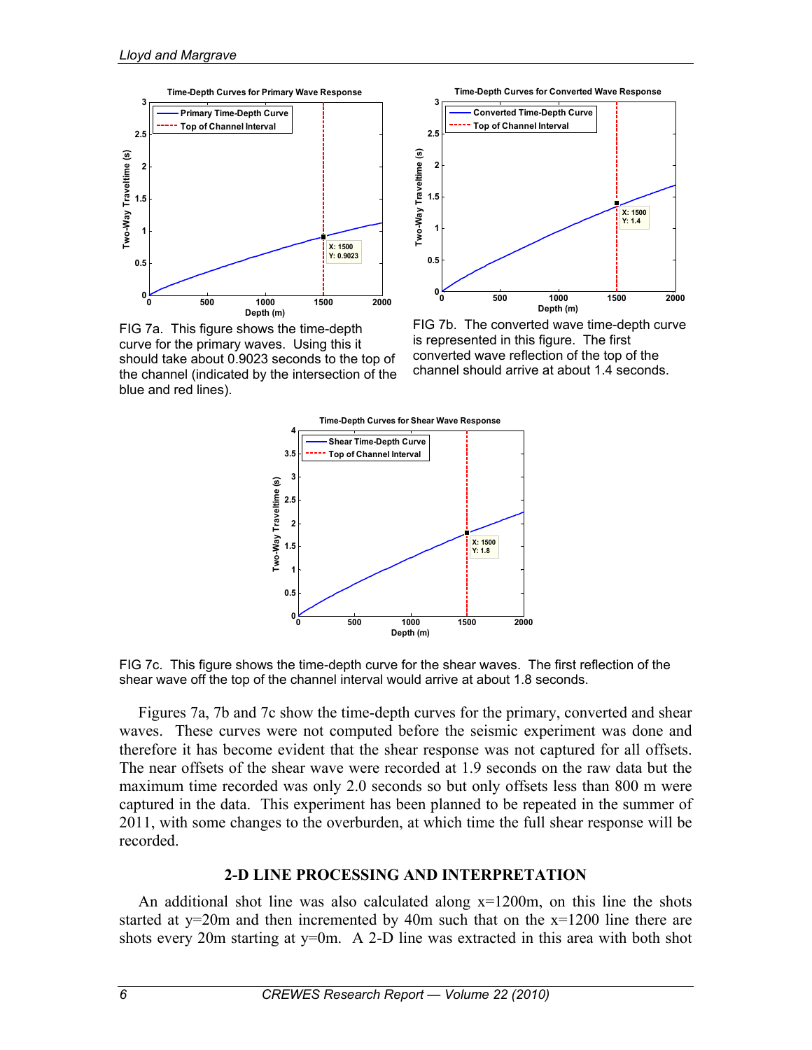FIG 7a. This figure shows the time-depth curve for the primary waves. Using this it should take about 0.9023 seconds to the top of the channel (indicated by the intersection of the blue and red lines).

FIG 7b. The converted wave time-depth curve is represented in this figure. The first converted wave reflection of the top of the channel should arrive at about 1.4 seconds.

FIG 7c. This figure shows the time-depth curve for the shear waves. The first reflection of the shear wave off the top of the channel interval would arrive at about 1.8 seconds.

Figures 7a, 7b and 7c show the time-depth curves for the primary, converted and shear waves. These curves were not computed before the seismic experiment was done and therefore it has become evident that the shear response was not captured for all offsets. The near offsets of the shear wave were recorded at 1.9 seconds on the raw data but the maximum time recorded was only 2.0 seconds so but only offsets less than 800 m were captured in the data. This experiment has been planned to be repeated in the summer of 2011, with some changes to the overburden, at which time the full shear response will be recorded.

## 2-D LINE PROCESSING AND INTERPRETATION

An additional shot line was also calculated along x=1200m, on this line the shots started at y=20m and then incremented by 40m such that on the x=1200 line there are shots every 20m starting at y=0m. A 2-D line was extracted in this area with both shot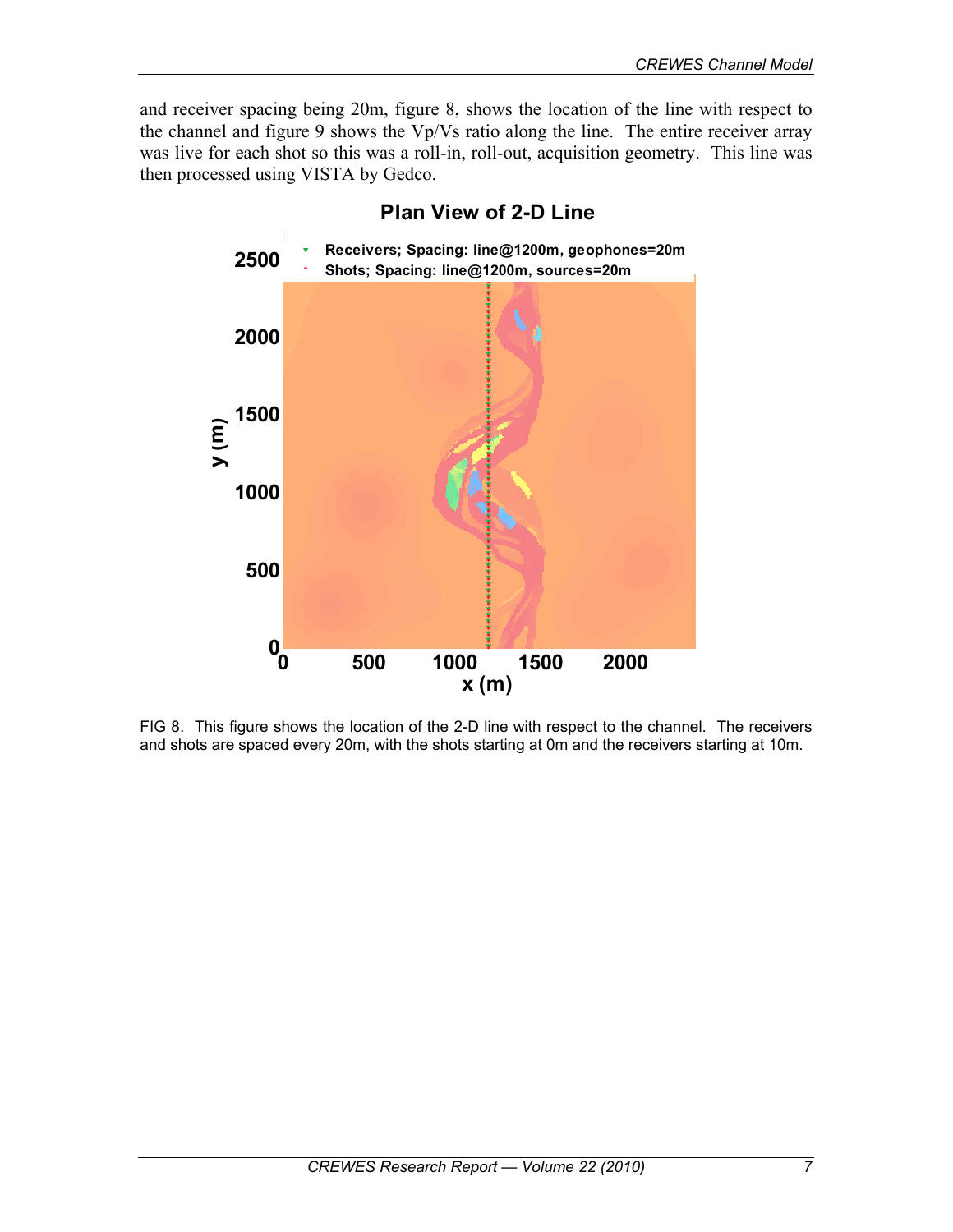and receiver spacing being 20m, figure 8, shows the location of the line with respect to the channel and figure 9 shows the Vp/Vs ratio along the line. The entire receiver array was live for each shot so this was a roll-in, roll-out, acquisition geometry. This line was then processed using VISTA by Gedco.

FIG 8. This figure shows the location of the 2-D line with respect to the channel. The receivers and shots are spaced every 20m, with the shots starting at 0m and the receivers starting at 10m.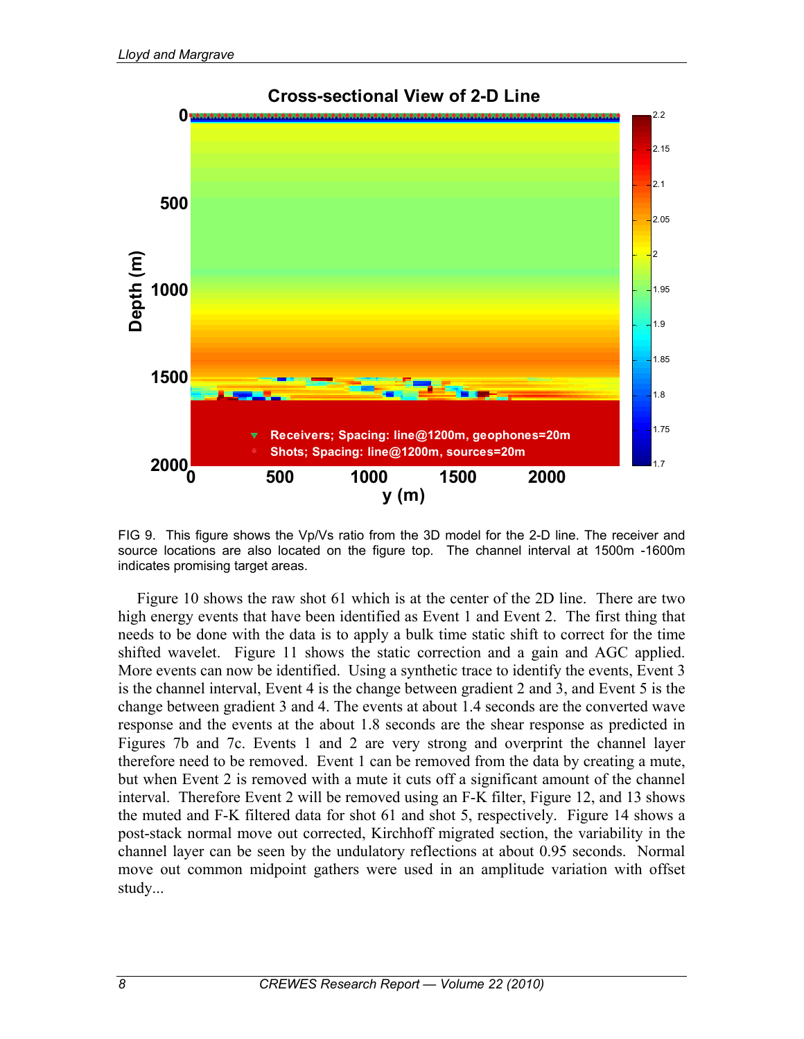FIG 9. This figure shows the Vp/Vs ratio from the 3D model for the 2-D line. The receiver and source locations are also located on the figure top. The channel interval at 1500m -1600m indicates promising target areas.

Figure 10 shows the raw shot 61 which is at the center of the 2D line. There are two high energy events that have been identified as Event 1 and Event 2. The first thing that needs to be done with the data is to apply a bulk time static shift to correct for the time shifted wavelet. Figure 11 shows the static correction and a gain and AGC applied. More events can now be identified. Using a synthetic trace to identify the events, Event 3 is the channel interval, Event 4 is the change between gradient 2 and 3, and Event 5 is the change between gradient 3 and 4. The events at about 1.4 seconds are the converted wave response and the events at the about 1.8 seconds are the shear response as predicted in Figures 7b and 7c. Events 1 and 2 are very strong and overprint the channel layer therefore need to be removed. Event 1 can be removed from the data by creating a mute, but when Event 2 is removed with a mute it cuts off a significant amount of the channel interval. Therefore Event 2 will be removed using an F-K filter, Figure 12, and 13 shows the muted and F-K filtered data for shot 61 and shot 5, respectively. Figure 14 shows a post-stack normal move out corrected, Kirchhoff migrated section, the variability in the channel layer can be seen by the undulatory reflections at about 0.95 seconds. Normal move out common midpoint gathers were used in an amplitude variation with offset study...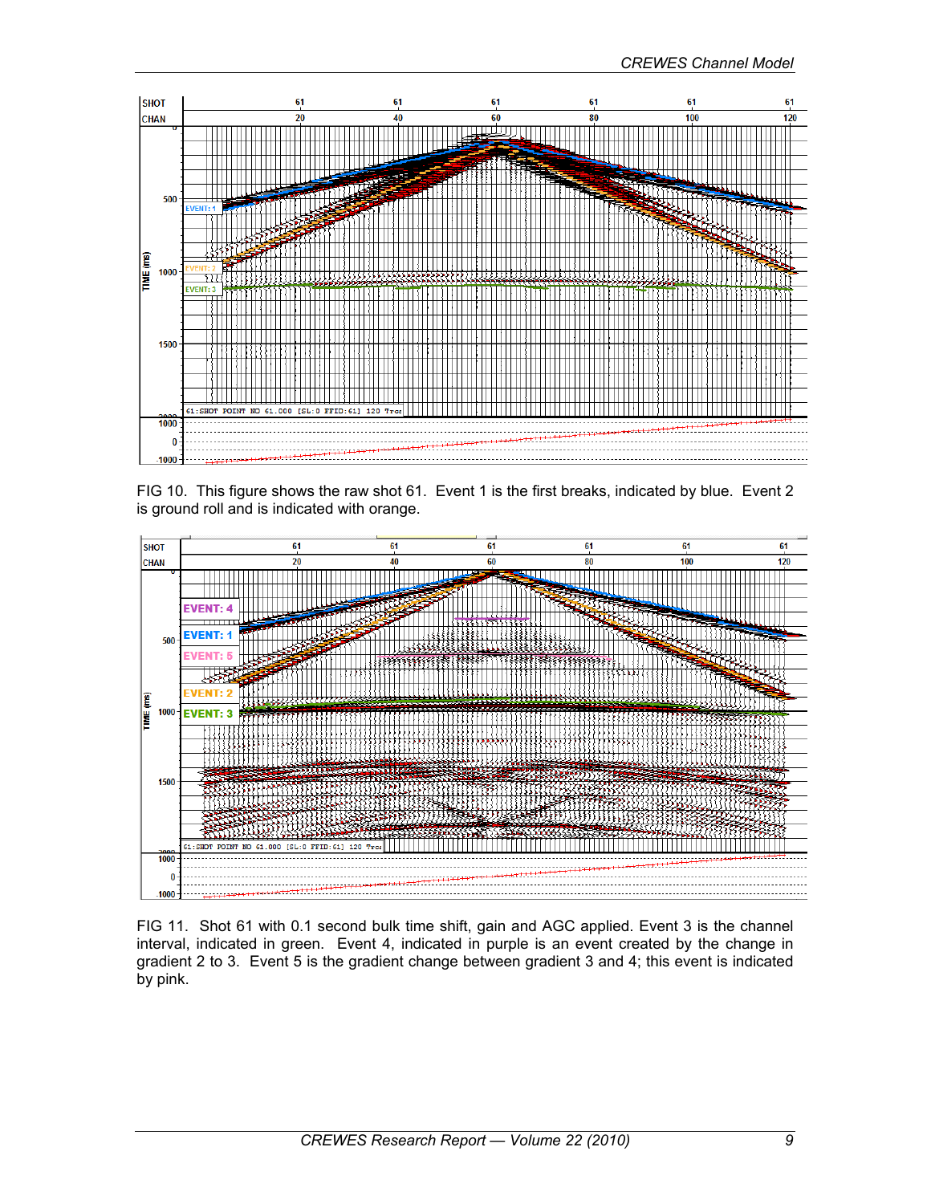FIG 10. This figure shows the raw shot 61. Event 1 is the first breaks, indicated by blue. Event 2 is ground roll and is indicated with orange.

FIG 11. Shot 61 with 0.1 second bulk time shift, gain and AGC applied. Event 3 is the channel interval, indicated in green. Event 4, indicated in purple is an event created by the change in gradient 2 to 3. Event 5 is the gradient change between gradient 3 and 4; this event is indicated by pink.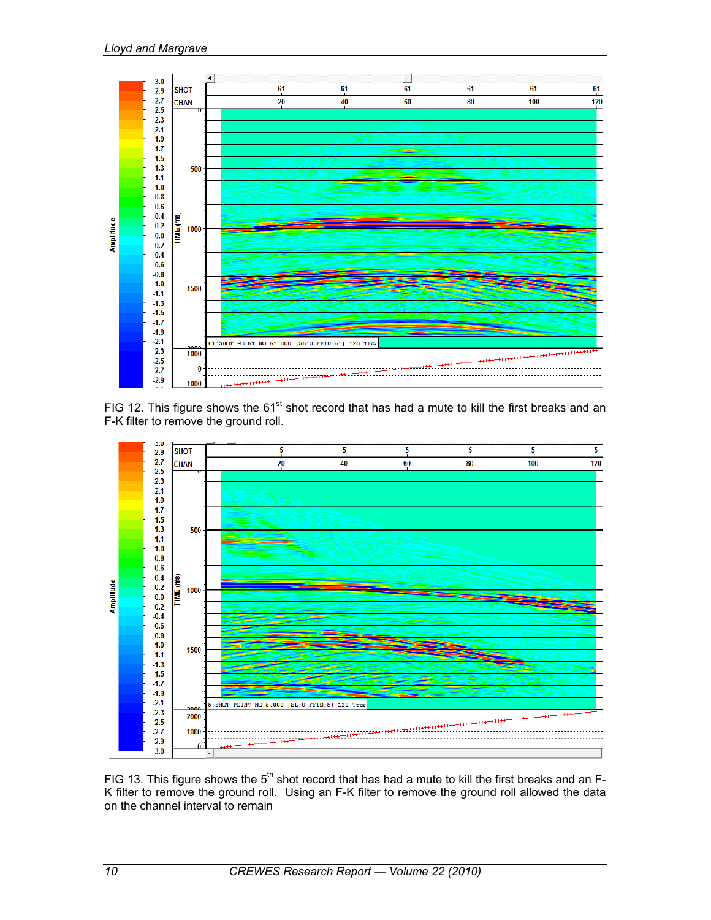FIG 12. This figure shows the 61st shot record that has had a mute to kill the first breaks and an F-K filter to remove the ground roll.

FIG 13. This figure shows the 5th shot record that has had a mute to kill the first breaks and an F-K filter to remove the ground roll. Using an F-K filter to remove the ground roll allowed the data on the channel interval to remain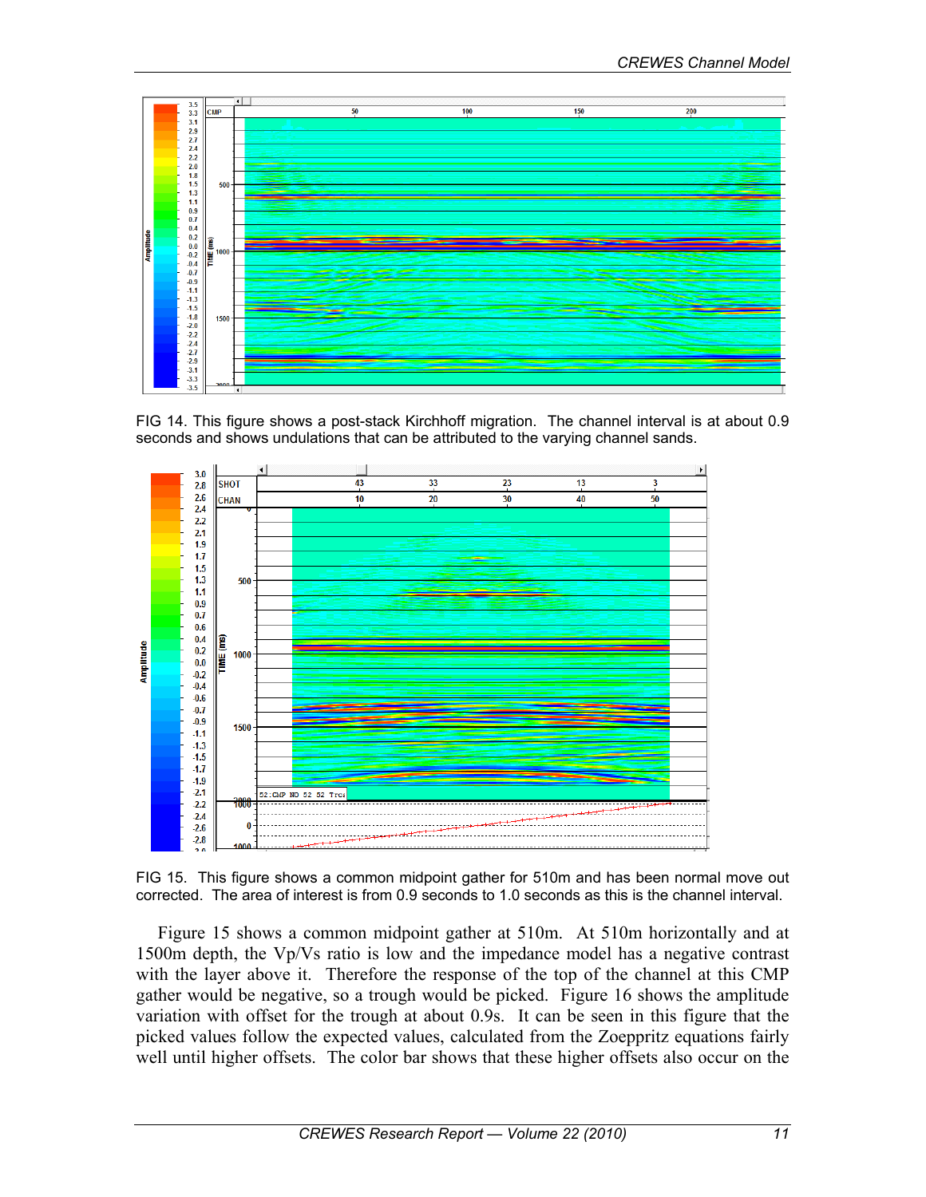FIG 14. This figure shows a post-stack Kirchhoff migration. The channel interval is at about 0.9 seconds and shows undulations that can be attributed to the varying channel sands.

FIG 15. This figure shows a common midpoint gather for 510m and has been normal move out corrected. The area of interest is from 0.9 seconds to 1.0 seconds as this is the channel interval.

Figure 15 shows a common midpoint gather at 510m. At 510m horizontally and at 1500m depth, the Vp/Vs ratio is low and the impedance model has a negative contrast with the layer above it. Therefore the response of the top of the channel at this CMP gather would be negative, so a trough would be picked. Figure 16 shows the amplitude variation with offset for the trough at about 0.9s. It can be seen in this figure that the picked values follow the expected values, calculated from the Zoeppritz equations fairly well until higher offsets. The color bar shows that these higher offsets also occur on the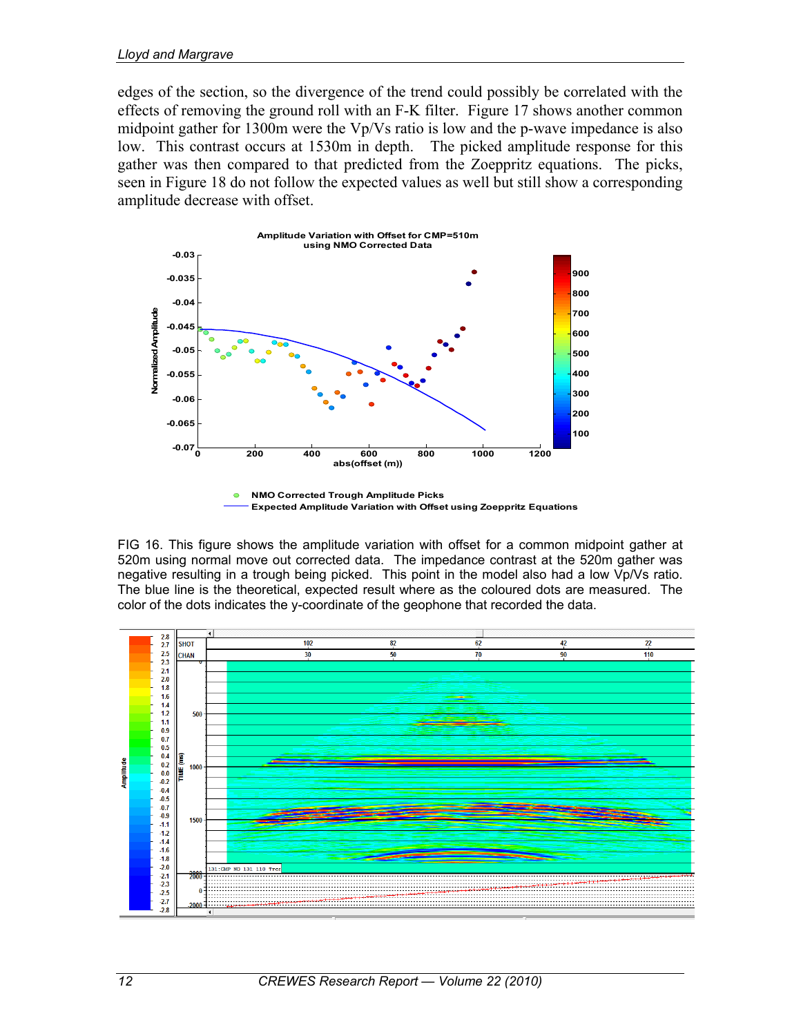edges of the section, so the divergence of the trend could possibly be correlated with the effects of removing the ground roll with an F-K filter. Figure 17 shows another common midpoint gather for 1300m were the Vp/Vs ratio is low and the p-wave impedance is also low. This contrast occurs at 1530m in depth. The picked amplitude response for this gather was then compared to that predicted from the Zoeppritz equations. The picks, seen in Figure 18 do not follow the expected values as well but still show a corresponding amplitude decrease with offset.

FIG 16. This figure shows the amplitude variation with offset for a common midpoint gather at 520m using normal move out corrected data. The impedance contrast at the 520m gather was negative resulting in a trough being picked. This point in the model also had a low Vp/Vs ratio. The blue line is the theoretical, expected result where as the coloured dots are measured. The color of the dots indicates the y-coordinate of the geophone that recorded the data.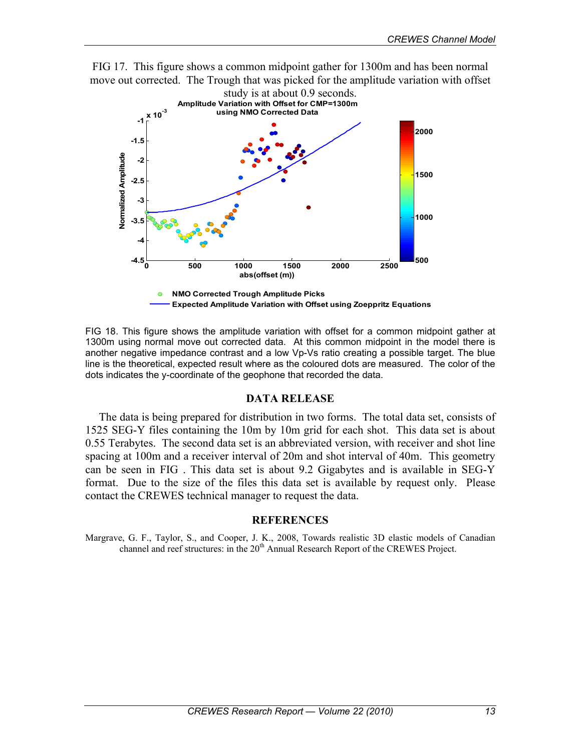FIG 17. This figure shows a common midpoint gather for 1300m and has been normal move out corrected. The Trough that was picked for the amplitude variation with offset study is at about 0.9 seconds.

Amplitude Variation with Offset for CMP=1300m
using NMO Corrected Data

x 10$^{-3}$

-1
-1.5
-2
-2.5
-3
-3.5
-4
-4.5

Normalized Amplitude

0
500
1000
1500
2000
2500

abs(offset (m))

2000
1500
1000
500

NMO Corrected Trough Amplitude Picks

Expected Amplitude Variation with Offset using Zoeppritz Equations

FIG 18. This figure shows the amplitude variation with offset for a common midpoint gather at 1300m using normal move out corrected data. At this common midpoint in the model there is another negative impedance contrast and a low Vp-Vs ratio creating a possible target. The blue line is the theoretical, expected result where as the coloured dots are measured. The color of the dots indicates the y-coordinate of the geophone that recorded the data.

## DATA RELEASE

The data is being prepared for distribution in two forms. The total data set, consists of 1525 SEG-Y files containing the 10m by 10m grid for each shot. This data set is about 0.55 Terabytes. The second data set is an abbreviated version, with receiver and shot line spacing at 100m and a receiver interval of 20m and shot interval of 40m. This geometry can be seen in FIG . This data set is about 9.2 Gigabytes and is available in SEG-Y format. Due to the size of the files this data set is available by request only. Please contact the CREWES technical manager to request the data.

## REFERENCES

Margrave, G. F., Taylor, S., and Cooper, J. K., 2008, Towards realistic 3D elastic models of Canadian channel and reef structures: in the 20th Annual Research Report of the CREWES Project.